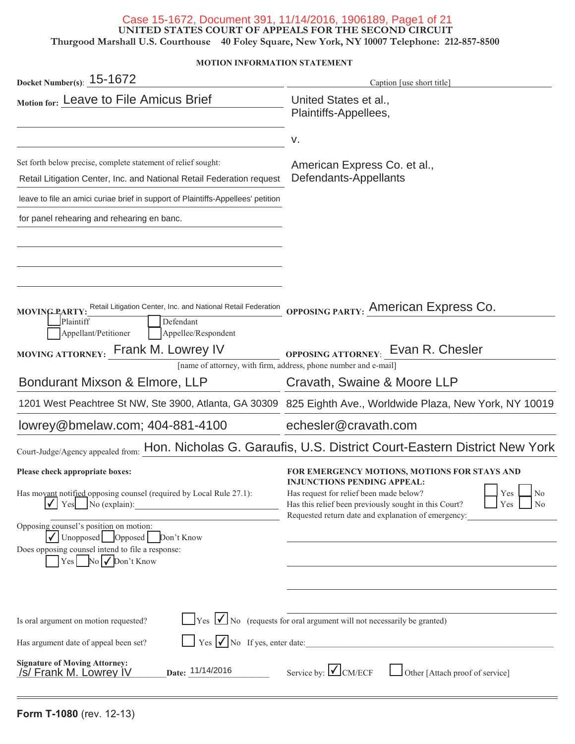# UNITED STATES COURT OF APPEALS FOR THE SECOND CIRCUIT

Thurgood Marshall U.S. Courthouse 40 Foley Square, New York, NY 10007 Telephone: 212-857-8500

## MOTION INFORMATION STATEMENT

**Docket Number(s):** 15-1672

Caption [use short title]

**Motion for:** Leave to File Amicus Brief

United States et al.,
Plaintiffs-Appellees,

v.

American Express Co. et al.,
Defendants-Appellants

Set forth below precise, complete statement of relief sought:

Retail Litigation Center, Inc. and National Retail Federation request leave to file an amici curiae brief in support of Plaintiffs-Appellees' petition for panel rehearing and rehearing en banc.

**MOVING PARTY:** Retail Litigation Center, Inc. and National Retail Federation

☐ Plaintiff ☐ Defendant
☐ Appellant/Petitioner ☐ Appellee/Respondent

**OPPOSING PARTY:** American Express Co.

**MOVING ATTORNEY:** Frank M. Lowrey IV

**OPPOSING ATTORNEY:** Evan R. Chesler

[name of attorney, with firm, address, phone number and e-mail]

| Moving Attorney | Opposing Attorney |
|---|---|
| Bondurant Mixson & Elmore, LLP | Cravath, Swaine & Moore LLP |
| 1201 West Peachtree St NW, Ste 3900, Atlanta, GA 30309 | 825 Eighth Ave., Worldwide Plaza, New York, NY 10019 |
| lowrey@bmelaw.com; 404-881-4100 | echesler@cravath.com |

Court-Judge/Agency appealed from: Hon. Nicholas G. Garaufis, U.S. District Court-Eastern District New York

**Please check appropriate boxes:**

Has movant notified opposing counsel (required by Local Rule 27.1):
☑ Yes ☐ No (explain):

Opposing counsel's position on motion:
☑ Unopposed ☐ Opposed ☐ Don't Know

Does opposing counsel intend to file a response:
☐ Yes ☐ No ☑ Don't Know

**FOR EMERGENCY MOTIONS, MOTIONS FOR STAYS AND INJUNCTIONS PENDING APPEAL:**

Has request for relief been made below? ☐ Yes ☐ No
Has this relief been previously sought in this Court? ☐ Yes ☐ No
Requested return date and explanation of emergency:

Is oral argument on motion requested? ☐ Yes ☑ No (requests for oral argument will not necessarily be granted)

Has argument date of appeal been set? ☐ Yes ☑ No If yes, enter date:

**Signature of Moving Attorney:**
/s/ Frank M. Lowrey IV

**Date:** 11/14/2016

Service by: ☑ CM/ECF ☐ Other [Attach proof of service]

**Form T-1080** (rev. 12-13)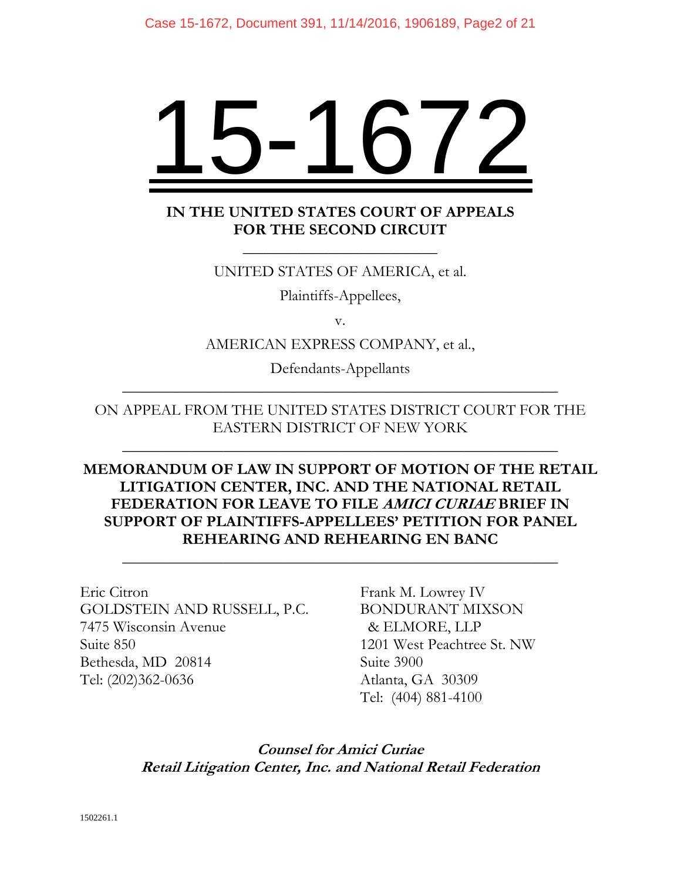# 15-1672

**IN THE UNITED STATES COURT OF APPEALS**
**FOR THE SECOND CIRCUIT**

UNITED STATES OF AMERICA, et al.

Plaintiffs-Appellees,

v.

AMERICAN EXPRESS COMPANY, et al.,

Defendants-Appellants

---

ON APPEAL FROM THE UNITED STATES DISTRICT COURT FOR THE EASTERN DISTRICT OF NEW YORK

---

**MEMORANDUM OF LAW IN SUPPORT OF MOTION OF THE RETAIL LITIGATION CENTER, INC. AND THE NATIONAL RETAIL FEDERATION FOR LEAVE TO FILE *AMICI CURIAE* BRIEF IN SUPPORT OF PLAINTIFFS-APPELLEES' PETITION FOR PANEL REHEARING AND REHEARING EN BANC**

---

Eric Citron
GOLDSTEIN AND RUSSELL, P.C.
7475 Wisconsin Avenue
Suite 850
Bethesda, MD 20814
Tel: (202)362-0636

Frank M. Lowrey IV
BONDURANT MIXSON & ELMORE, LLP
1201 West Peachtree St. NW
Suite 3900
Atlanta, GA 30309
Tel: (404) 881-4100

***Counsel for Amici Curiae***
***Retail Litigation Center, Inc. and National Retail Federation***

1502261.1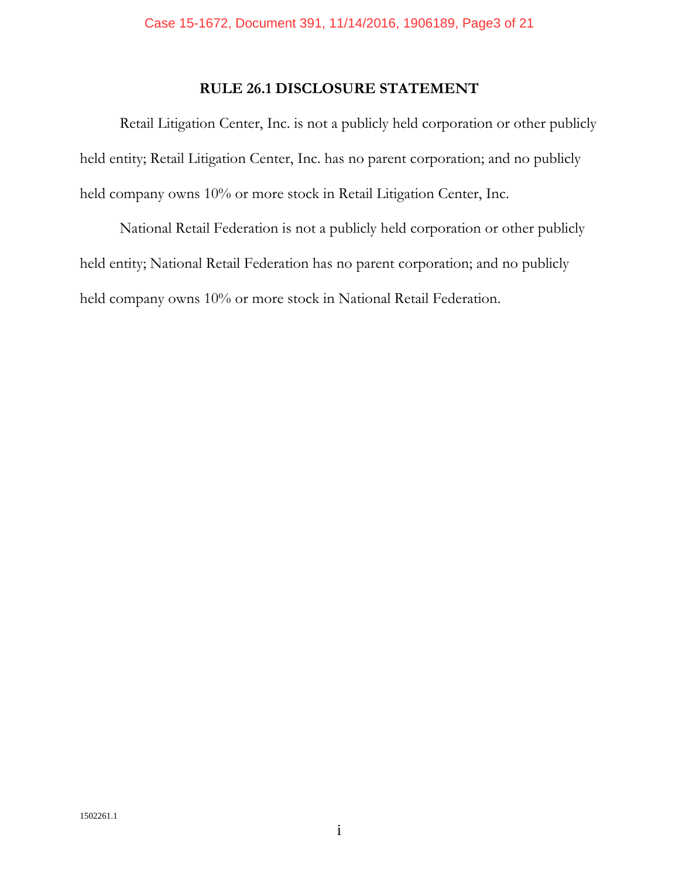# RULE 26.1 DISCLOSURE STATEMENT

Retail Litigation Center, Inc. is not a publicly held corporation or other publicly held entity; Retail Litigation Center, Inc. has no parent corporation; and no publicly held company owns 10% or more stock in Retail Litigation Center, Inc.

National Retail Federation is not a publicly held corporation or other publicly held entity; National Retail Federation has no parent corporation; and no publicly held company owns 10% or more stock in National Retail Federation.

1502261.1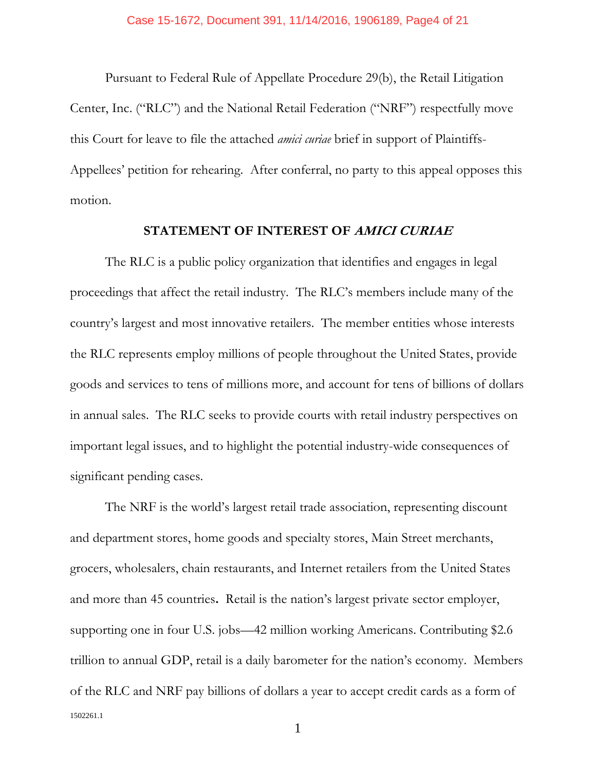Pursuant to Federal Rule of Appellate Procedure 29(b), the Retail Litigation Center, Inc. ("RLC") and the National Retail Federation ("NRF") respectfully move this Court for leave to file the attached *amici curiae* brief in support of Plaintiffs-Appellees' petition for rehearing. After conferral, no party to this appeal opposes this motion.

## STATEMENT OF INTEREST OF *AMICI CURIAE*

The RLC is a public policy organization that identifies and engages in legal proceedings that affect the retail industry. The RLC's members include many of the country's largest and most innovative retailers. The member entities whose interests the RLC represents employ millions of people throughout the United States, provide goods and services to tens of millions more, and account for tens of billions of dollars in annual sales. The RLC seeks to provide courts with retail industry perspectives on important legal issues, and to highlight the potential industry-wide consequences of significant pending cases.

The NRF is the world's largest retail trade association, representing discount and department stores, home goods and specialty stores, Main Street merchants, grocers, wholesalers, chain restaurants, and Internet retailers from the United States and more than 45 countries**.** Retail is the nation's largest private sector employer, supporting one in four U.S. jobs—42 million working Americans. Contributing $2.6 trillion to annual GDP, retail is a daily barometer for the nation's economy. Members of the RLC and NRF pay billions of dollars a year to accept credit cards as a form of

1502261.1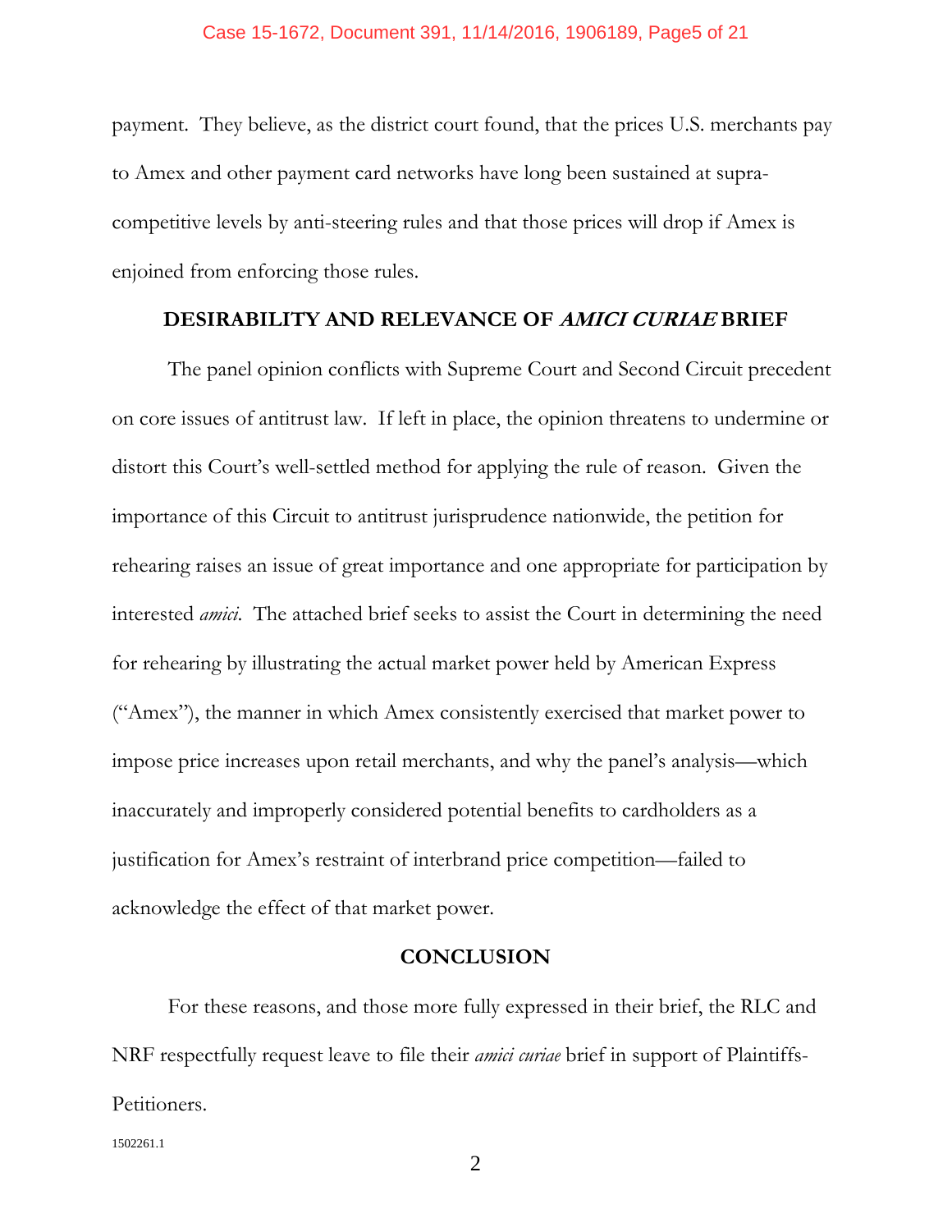payment. They believe, as the district court found, that the prices U.S. merchants pay to Amex and other payment card networks have long been sustained at supra-competitive levels by anti-steering rules and that those prices will drop if Amex is enjoined from enforcing those rules.

## DESIRABILITY AND RELEVANCE OF *AMICI CURIAE* BRIEF

The panel opinion conflicts with Supreme Court and Second Circuit precedent on core issues of antitrust law. If left in place, the opinion threatens to undermine or distort this Court's well-settled method for applying the rule of reason. Given the importance of this Circuit to antitrust jurisprudence nationwide, the petition for rehearing raises an issue of great importance and one appropriate for participation by interested *amici*. The attached brief seeks to assist the Court in determining the need for rehearing by illustrating the actual market power held by American Express ("Amex"), the manner in which Amex consistently exercised that market power to impose price increases upon retail merchants, and why the panel's analysis—which inaccurately and improperly considered potential benefits to cardholders as a justification for Amex's restraint of interbrand price competition—failed to acknowledge the effect of that market power.

## CONCLUSION

For these reasons, and those more fully expressed in their brief, the RLC and NRF respectfully request leave to file their *amici curiae* brief in support of Plaintiffs-Petitioners.

1502261.1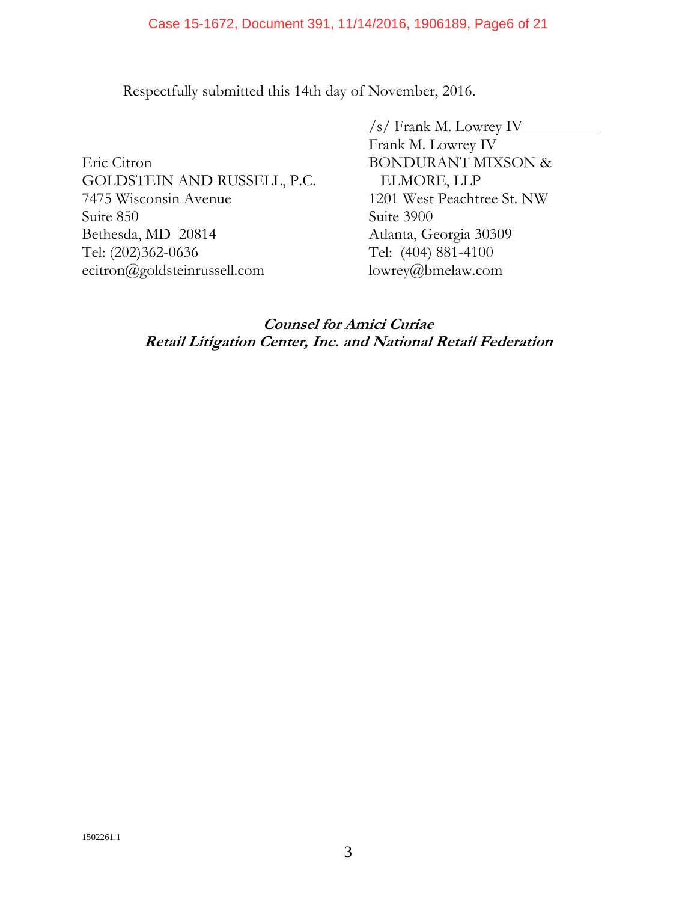Respectfully submitted this 14th day of November, 2016.

/s/ Frank M. Lowrey IV
Frank M. Lowrey IV
BONDURANT MIXSON &
ELMORE, LLP
1201 West Peachtree St. NW
Suite 3900
Atlanta, Georgia 30309
Tel: (404) 881-4100
lowrey@bmelaw.com

Eric Citron
GOLDSTEIN AND RUSSELL, P.C.
7475 Wisconsin Avenue
Suite 850
Bethesda, MD 20814
Tel: (202)362-0636
ecitron@goldsteinrussell.com

***Counsel for Amici Curiae***
***Retail Litigation Center, Inc. and National Retail Federation***

1502261.1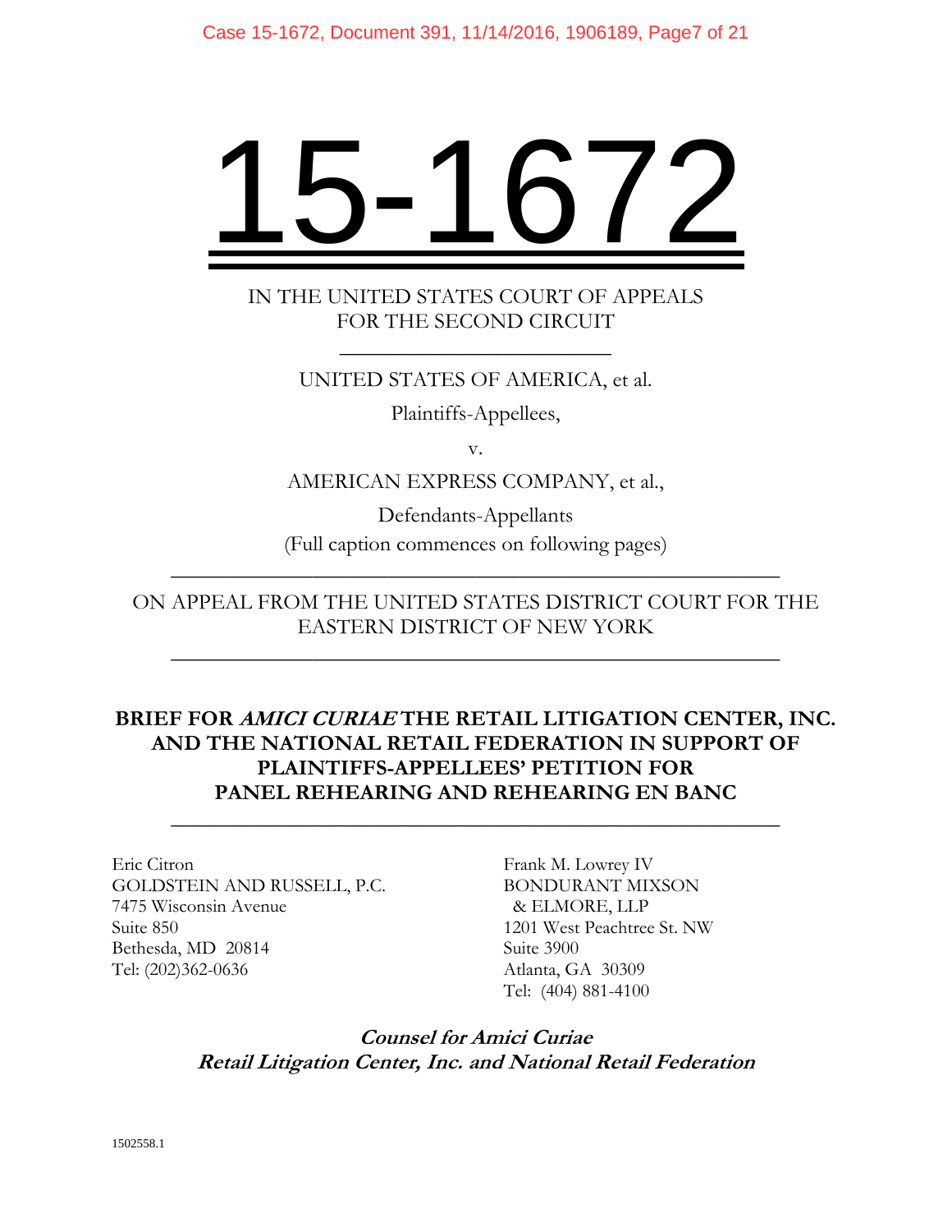# 15-1672

IN THE UNITED STATES COURT OF APPEALS
FOR THE SECOND CIRCUIT

---

UNITED STATES OF AMERICA, et al.

Plaintiffs-Appellees,

v.

AMERICAN EXPRESS COMPANY, et al.,

Defendants-Appellants

(Full caption commences on following pages)

---

ON APPEAL FROM THE UNITED STATES DISTRICT COURT FOR THE EASTERN DISTRICT OF NEW YORK

---

## BRIEF FOR *AMICI CURIAE* THE RETAIL LITIGATION CENTER, INC. AND THE NATIONAL RETAIL FEDERATION IN SUPPORT OF PLAINTIFFS-APPELLEES' PETITION FOR PANEL REHEARING AND REHEARING EN BANC

---

Eric Citron
GOLDSTEIN AND RUSSELL, P.C.
7475 Wisconsin Avenue
Suite 850
Bethesda, MD 20814
Tel: (202)362-0636

Frank M. Lowrey IV
BONDURANT MIXSON
& ELMORE, LLP
1201 West Peachtree St. NW
Suite 3900
Atlanta, GA 30309
Tel: (404) 881-4100

***Counsel for Amici Curiae***
***Retail Litigation Center, Inc. and National Retail Federation***

1502558.1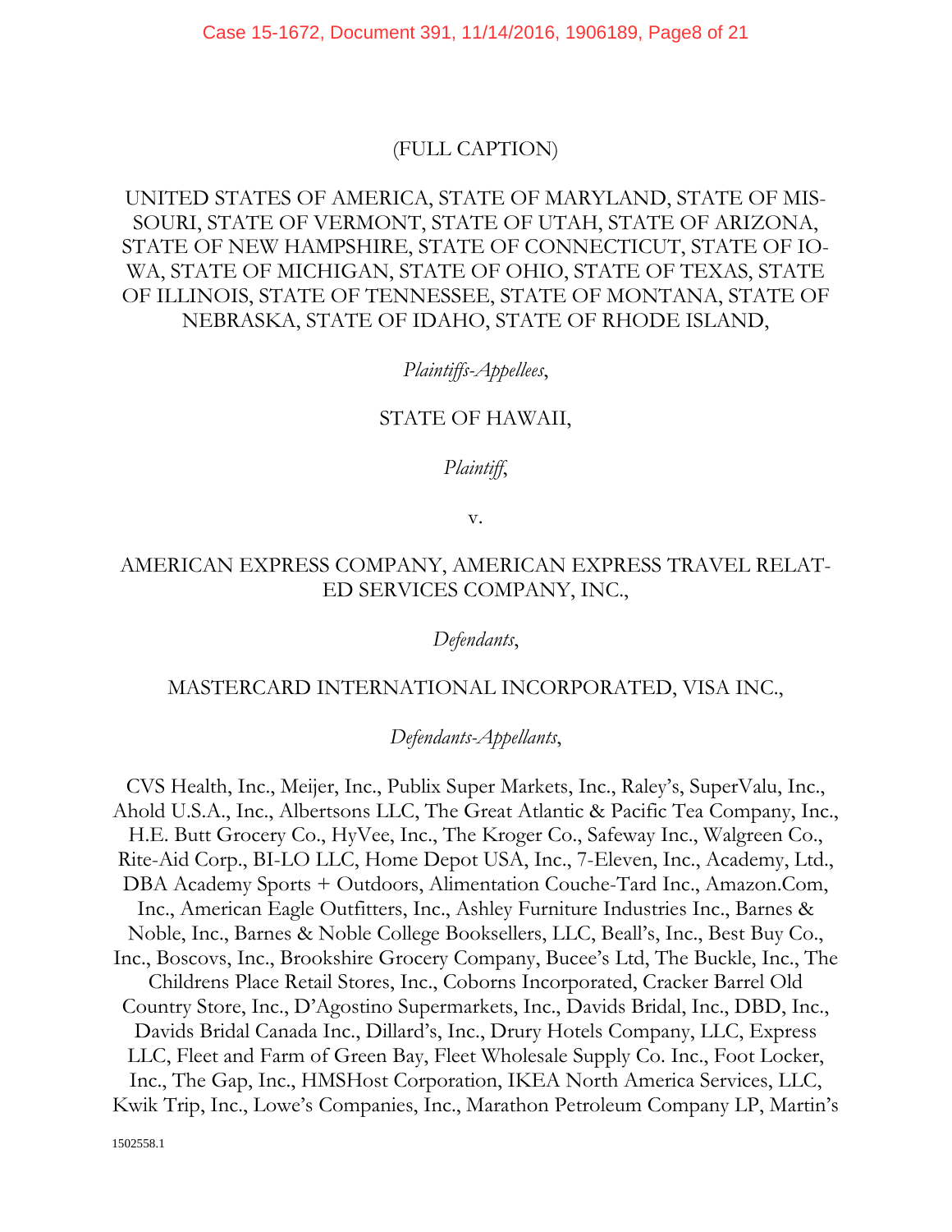(FULL CAPTION)

UNITED STATES OF AMERICA, STATE OF MARYLAND, STATE OF MISSOURI, STATE OF VERMONT, STATE OF UTAH, STATE OF ARIZONA, STATE OF NEW HAMPSHIRE, STATE OF CONNECTICUT, STATE OF IOWA, STATE OF MICHIGAN, STATE OF OHIO, STATE OF TEXAS, STATE OF ILLINOIS, STATE OF TENNESSEE, STATE OF MONTANA, STATE OF NEBRASKA, STATE OF IDAHO, STATE OF RHODE ISLAND,

*Plaintiffs-Appellees*,

STATE OF HAWAII,

*Plaintiff*,

v.

AMERICAN EXPRESS COMPANY, AMERICAN EXPRESS TRAVEL RELATED SERVICES COMPANY, INC.,

*Defendants*,

MASTERCARD INTERNATIONAL INCORPORATED, VISA INC.,

*Defendants-Appellants*,

CVS Health, Inc., Meijer, Inc., Publix Super Markets, Inc., Raley's, SuperValu, Inc., Ahold U.S.A., Inc., Albertsons LLC, The Great Atlantic & Pacific Tea Company, Inc., H.E. Butt Grocery Co., HyVee, Inc., The Kroger Co., Safeway Inc., Walgreen Co., Rite-Aid Corp., BI-LO LLC, Home Depot USA, Inc., 7-Eleven, Inc., Academy, Ltd., DBA Academy Sports + Outdoors, Alimentation Couche-Tard Inc., Amazon.Com, Inc., American Eagle Outfitters, Inc., Ashley Furniture Industries Inc., Barnes & Noble, Inc., Barnes & Noble College Booksellers, LLC, Beall's, Inc., Best Buy Co., Inc., Boscovs, Inc., Brookshire Grocery Company, Bucee's Ltd, The Buckle, Inc., The Childrens Place Retail Stores, Inc., Coborns Incorporated, Cracker Barrel Old Country Store, Inc., D'Agostino Supermarkets, Inc., Davids Bridal, Inc., DBD, Inc., Davids Bridal Canada Inc., Dillard's, Inc., Drury Hotels Company, LLC, Express LLC, Fleet and Farm of Green Bay, Fleet Wholesale Supply Co. Inc., Foot Locker, Inc., The Gap, Inc., HMSHost Corporation, IKEA North America Services, LLC, Kwik Trip, Inc., Lowe's Companies, Inc., Marathon Petroleum Company LP, Martin's

1502558.1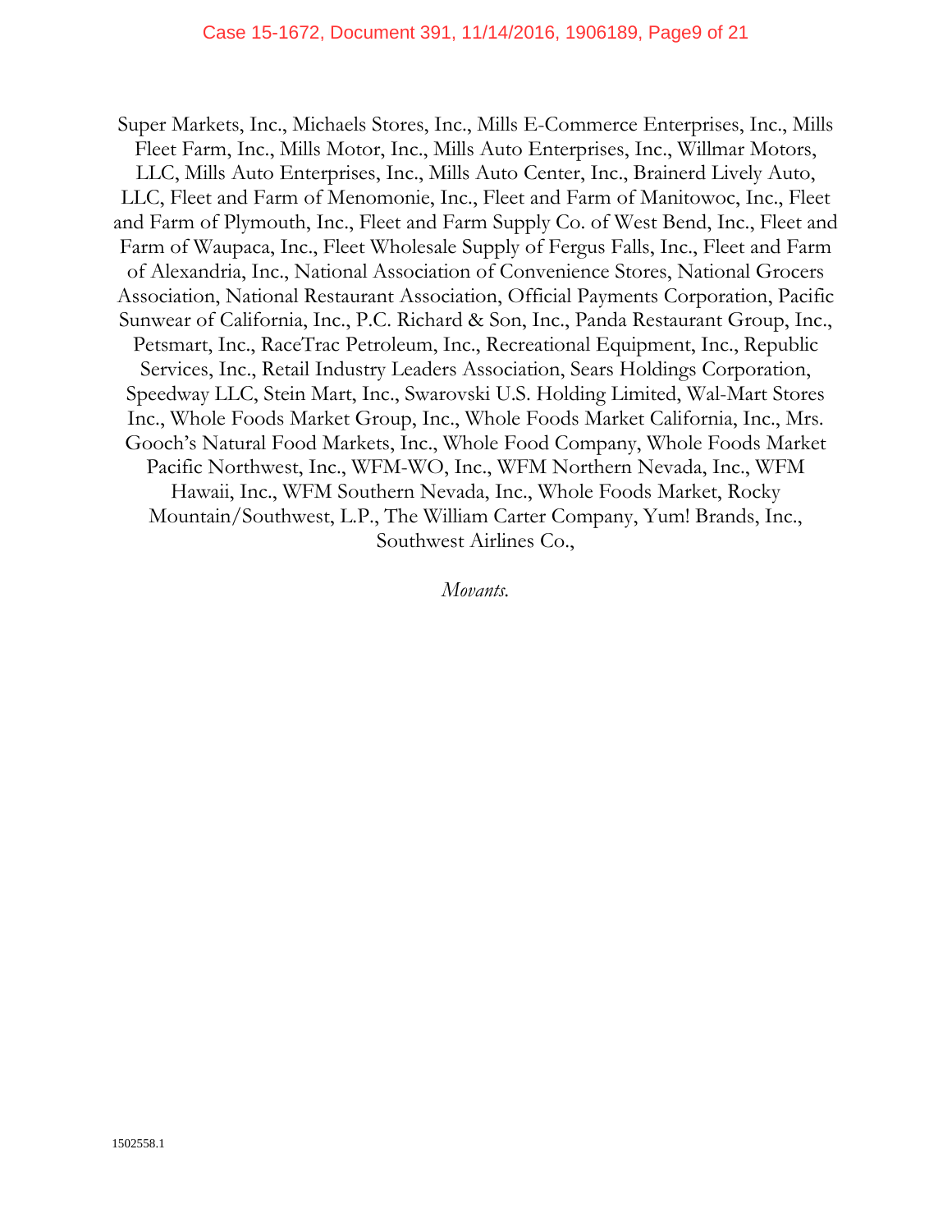Super Markets, Inc., Michaels Stores, Inc., Mills E-Commerce Enterprises, Inc., Mills Fleet Farm, Inc., Mills Motor, Inc., Mills Auto Enterprises, Inc., Willmar Motors, LLC, Mills Auto Enterprises, Inc., Mills Auto Center, Inc., Brainerd Lively Auto, LLC, Fleet and Farm of Menomonie, Inc., Fleet and Farm of Manitowoc, Inc., Fleet and Farm of Plymouth, Inc., Fleet and Farm Supply Co. of West Bend, Inc., Fleet and Farm of Waupaca, Inc., Fleet Wholesale Supply of Fergus Falls, Inc., Fleet and Farm of Alexandria, Inc., National Association of Convenience Stores, National Grocers Association, National Restaurant Association, Official Payments Corporation, Pacific Sunwear of California, Inc., P.C. Richard & Son, Inc., Panda Restaurant Group, Inc., Petsmart, Inc., RaceTrac Petroleum, Inc., Recreational Equipment, Inc., Republic Services, Inc., Retail Industry Leaders Association, Sears Holdings Corporation, Speedway LLC, Stein Mart, Inc., Swarovski U.S. Holding Limited, Wal-Mart Stores Inc., Whole Foods Market Group, Inc., Whole Foods Market California, Inc., Mrs. Gooch's Natural Food Markets, Inc., Whole Food Company, Whole Foods Market Pacific Northwest, Inc., WFM-WO, Inc., WFM Northern Nevada, Inc., WFM Hawaii, Inc., WFM Southern Nevada, Inc., Whole Foods Market, Rocky Mountain/Southwest, L.P., The William Carter Company, Yum! Brands, Inc., Southwest Airlines Co.,

*Movants.*

1502558.1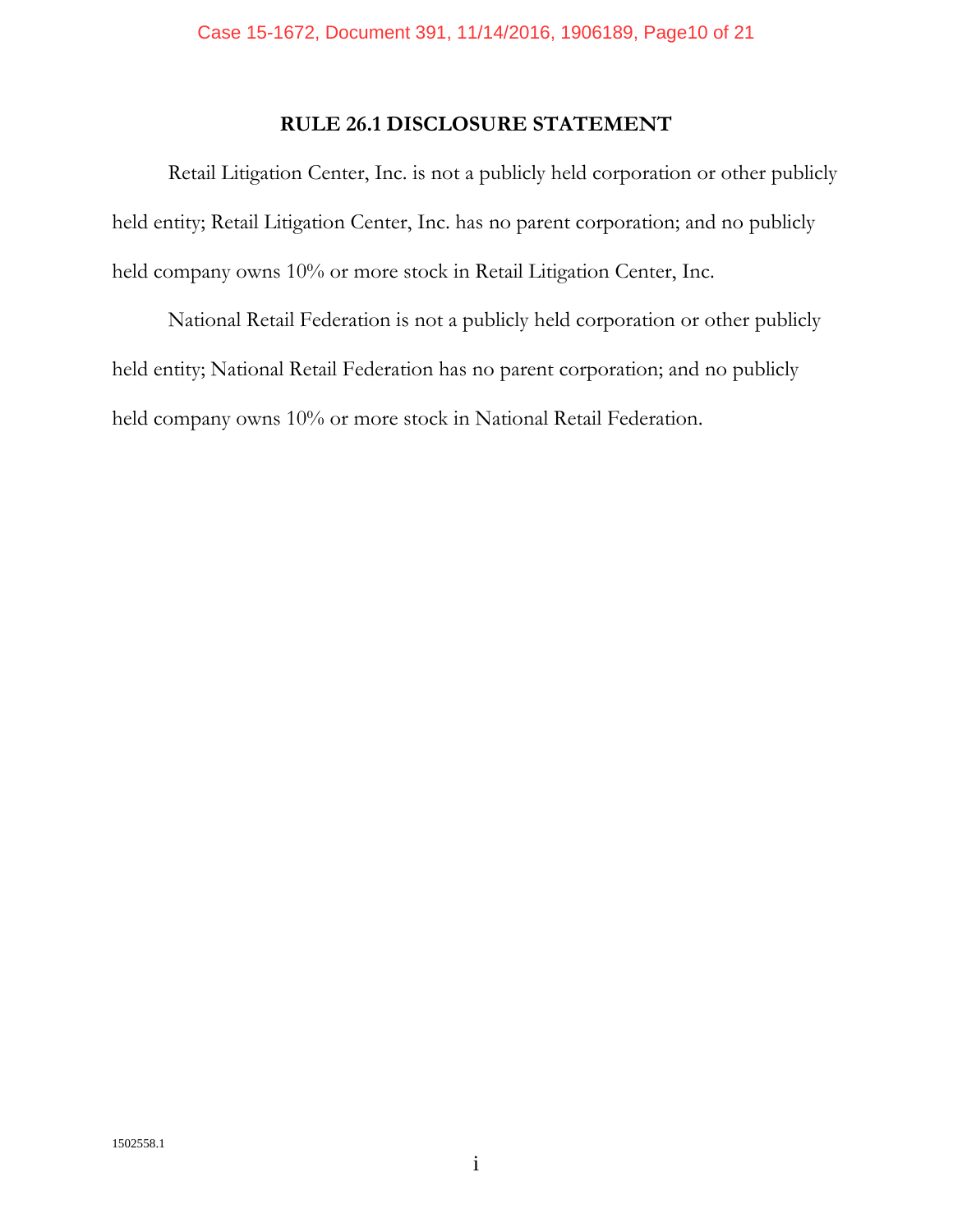## RULE 26.1 DISCLOSURE STATEMENT

Retail Litigation Center, Inc. is not a publicly held corporation or other publicly held entity; Retail Litigation Center, Inc. has no parent corporation; and no publicly held company owns 10% or more stock in Retail Litigation Center, Inc.

National Retail Federation is not a publicly held corporation or other publicly held entity; National Retail Federation has no parent corporation; and no publicly held company owns 10% or more stock in National Retail Federation.

1502558.1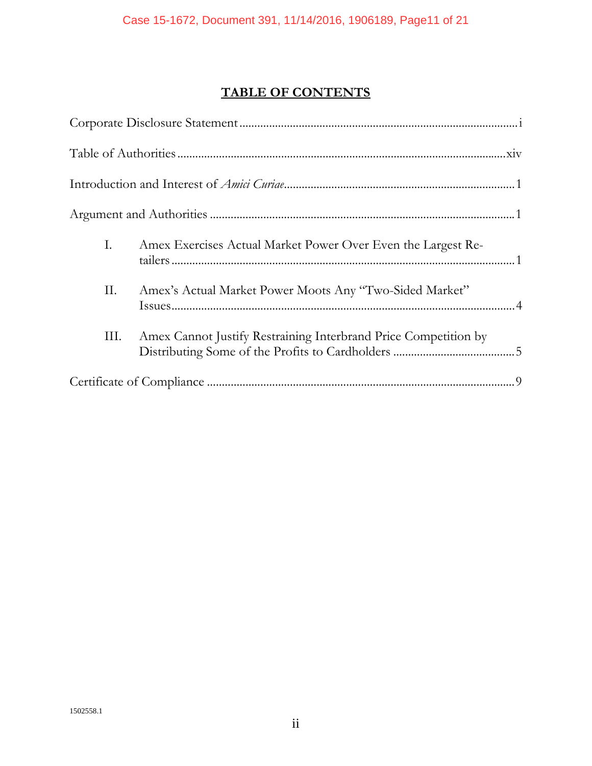# TABLE OF CONTENTS

Corporate Disclosure Statement ............................................................................................i

Table of Authorities .............................................................................................................xiv

Introduction and Interest of *Amici Curiae*............................................................................1

Argument and Authorities .....................................................................................................1

I. Amex Exercises Actual Market Power Over Even the Largest Retailers ...................................................................................................................1

II. Amex's Actual Market Power Moots Any "Two-Sided Market" Issues...................................................................................................................4

III. Amex Cannot Justify Restraining Interbrand Price Competition by Distributing Some of the Profits to Cardholders .........................................5

Certificate of Compliance ......................................................................................................9

1502558.1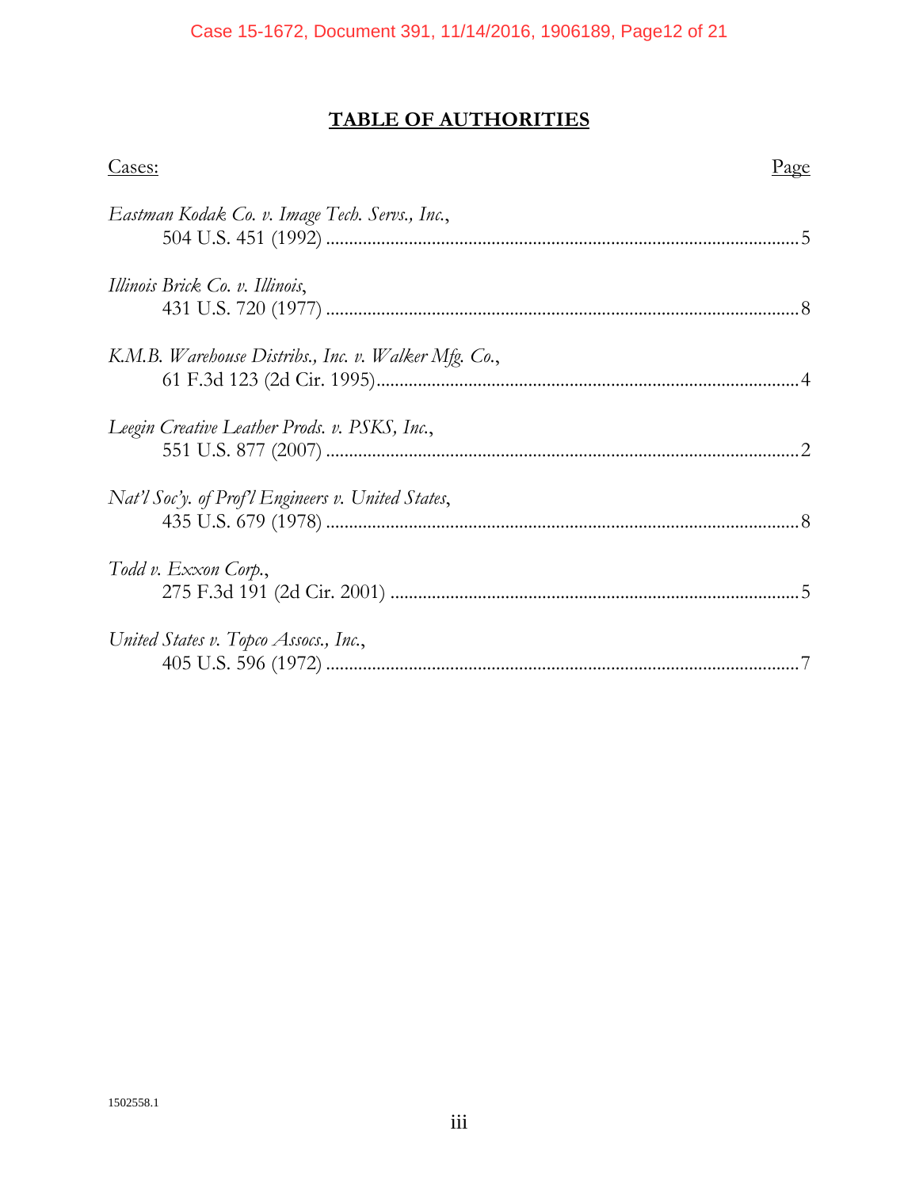# TABLE OF AUTHORITIES

Cases: Page

*Eastman Kodak Co. v. Image Tech. Servs., Inc.*,
504 U.S. 451 (1992) .................................................................................................5

*Illinois Brick Co. v. Illinois*,
431 U.S. 720 (1977) .................................................................................................8

*K.M.B. Warehouse Distribs., Inc. v. Walker Mfg. Co.*,
61 F.3d 123 (2d Cir. 1995).........................................................................................4

*Leegin Creative Leather Prods. v. PSKS, Inc.*,
551 U.S. 877 (2007) .................................................................................................2

*Nat'l Soc'y. of Prof'l Engineers v. United States*,
435 U.S. 679 (1978) .................................................................................................8

*Todd v. Exxon Corp.*,
275 F.3d 191 (2d Cir. 2001) .......................................................................................5

*United States v. Topco Assocs., Inc.*,
405 U.S. 596 (1972) .................................................................................................7

1502558.1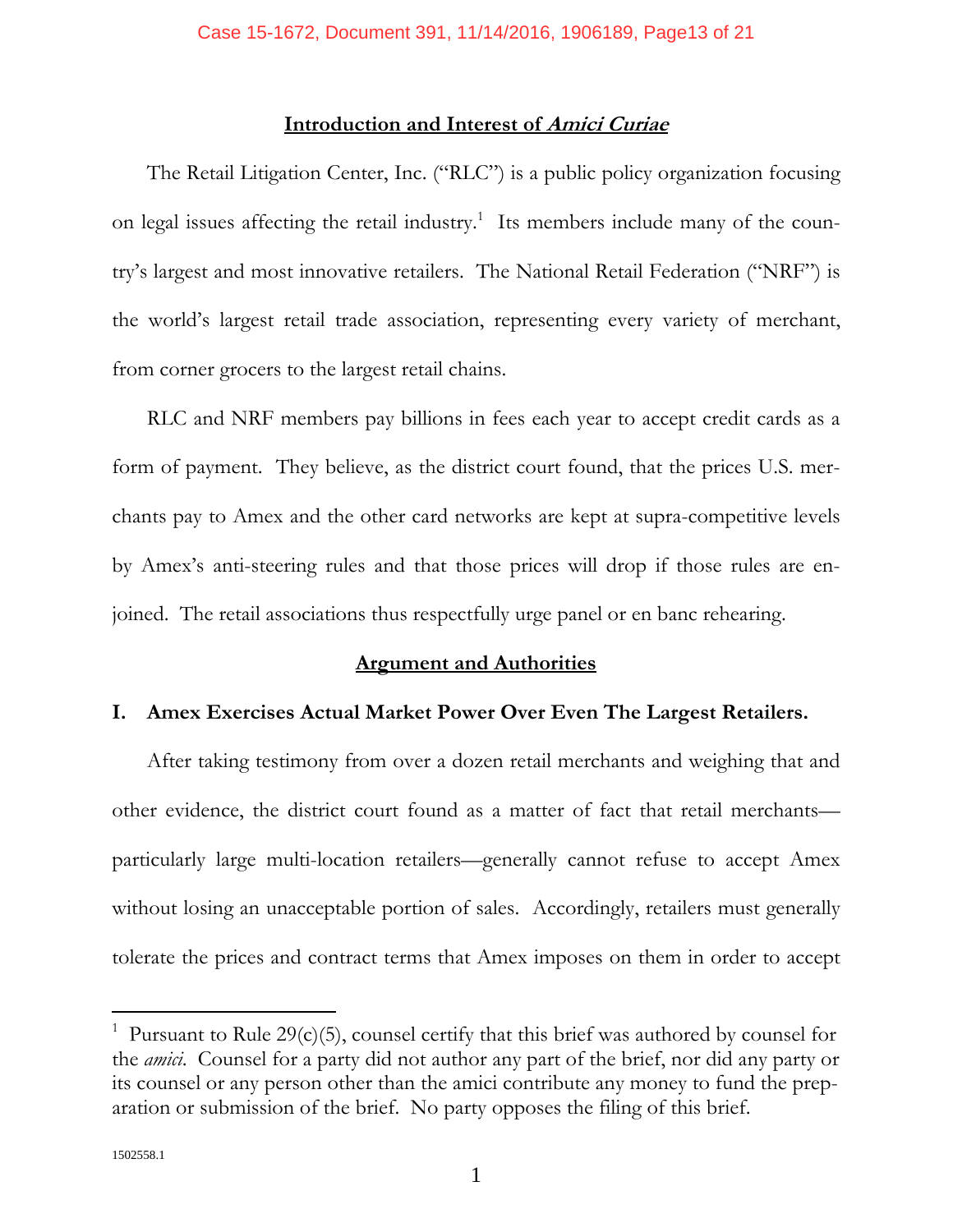## Introduction and Interest of *Amici Curiae*

The Retail Litigation Center, Inc. ("RLC") is a public policy organization focusing on legal issues affecting the retail industry.[1] Its members include many of the country's largest and most innovative retailers. The National Retail Federation ("NRF") is the world's largest retail trade association, representing every variety of merchant, from corner grocers to the largest retail chains.

RLC and NRF members pay billions in fees each year to accept credit cards as a form of payment. They believe, as the district court found, that the prices U.S. merchants pay to Amex and the other card networks are kept at supra-competitive levels by Amex's anti-steering rules and that those prices will drop if those rules are enjoined. The retail associations thus respectfully urge panel or en banc rehearing.

## Argument and Authorities

### I. Amex Exercises Actual Market Power Over Even The Largest Retailers.

After taking testimony from over a dozen retail merchants and weighing that and other evidence, the district court found as a matter of fact that retail merchants—particularly large multi-location retailers—generally cannot refuse to accept Amex without losing an unacceptable portion of sales. Accordingly, retailers must generally tolerate the prices and contract terms that Amex imposes on them in order to accept

---

[1] Pursuant to Rule 29(c)(5), counsel certify that this brief was authored by counsel for the *amici*. Counsel for a party did not author any part of the brief, nor did any party or its counsel or any person other than the amici contribute any money to fund the preparation or submission of the brief. No party opposes the filing of this brief.

1502558.1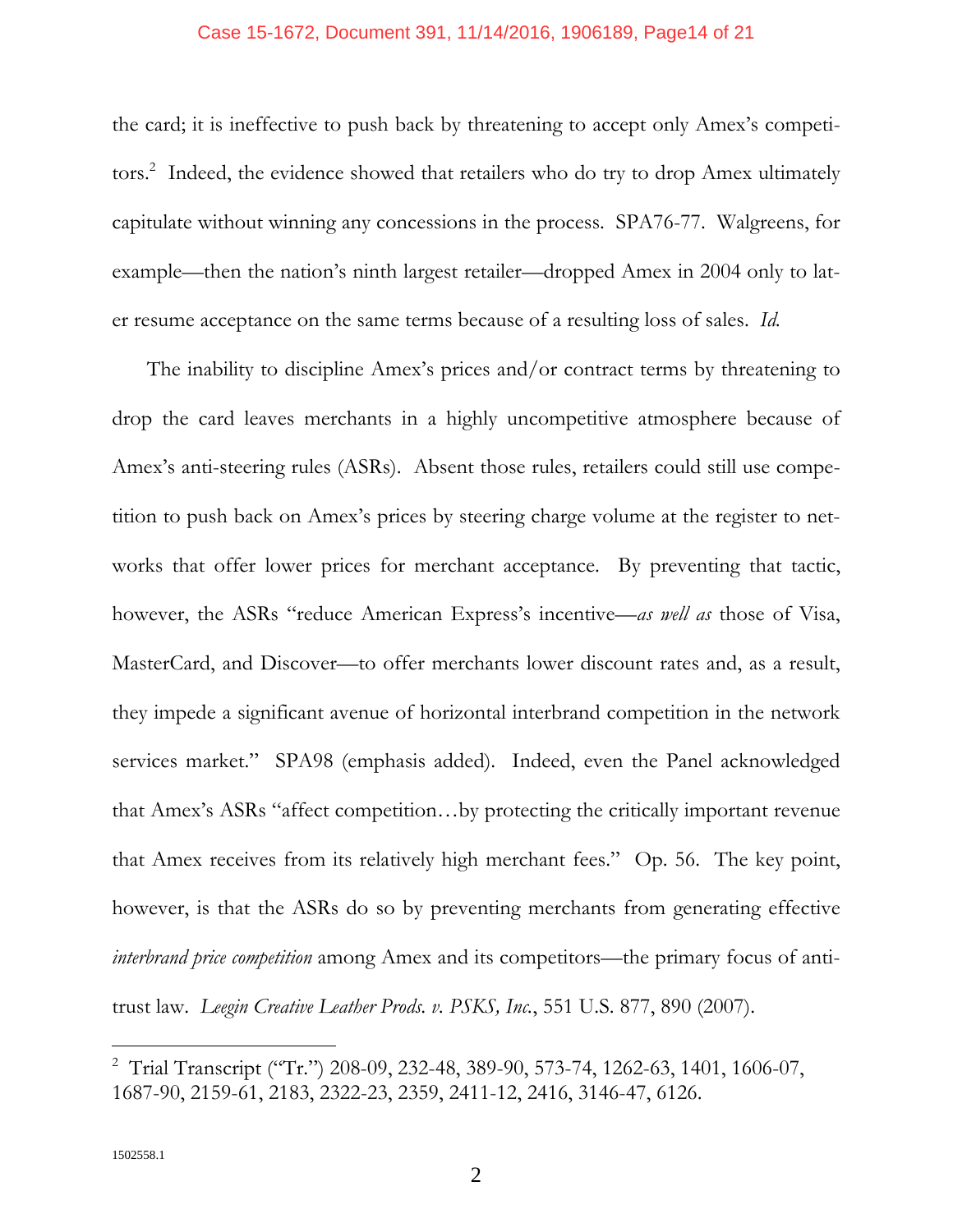the card; it is ineffective to push back by threatening to accept only Amex's competitors.[2] Indeed, the evidence showed that retailers who do try to drop Amex ultimately capitulate without winning any concessions in the process. SPA76-77. Walgreens, for example—then the nation's ninth largest retailer—dropped Amex in 2004 only to later resume acceptance on the same terms because of a resulting loss of sales. *Id.*

The inability to discipline Amex's prices and/or contract terms by threatening to drop the card leaves merchants in a highly uncompetitive atmosphere because of Amex's anti-steering rules (ASRs). Absent those rules, retailers could still use competition to push back on Amex's prices by steering charge volume at the register to networks that offer lower prices for merchant acceptance. By preventing that tactic, however, the ASRs "reduce American Express's incentive—*as well as* those of Visa, MasterCard, and Discover—to offer merchants lower discount rates and, as a result, they impede a significant avenue of horizontal interbrand competition in the network services market." SPA98 (emphasis added). Indeed, even the Panel acknowledged that Amex's ASRs "affect competition…by protecting the critically important revenue that Amex receives from its relatively high merchant fees." Op. 56. The key point, however, is that the ASRs do so by preventing merchants from generating effective *interbrand price competition* among Amex and its competitors—the primary focus of antitrust law. *Leegin Creative Leather Prods. v. PSKS, Inc.*, 551 U.S. 877, 890 (2007).

[2] Trial Transcript ("Tr.") 208-09, 232-48, 389-90, 573-74, 1262-63, 1401, 1606-07, 1687-90, 2159-61, 2183, 2322-23, 2359, 2411-12, 2416, 3146-47, 6126.

1502558.1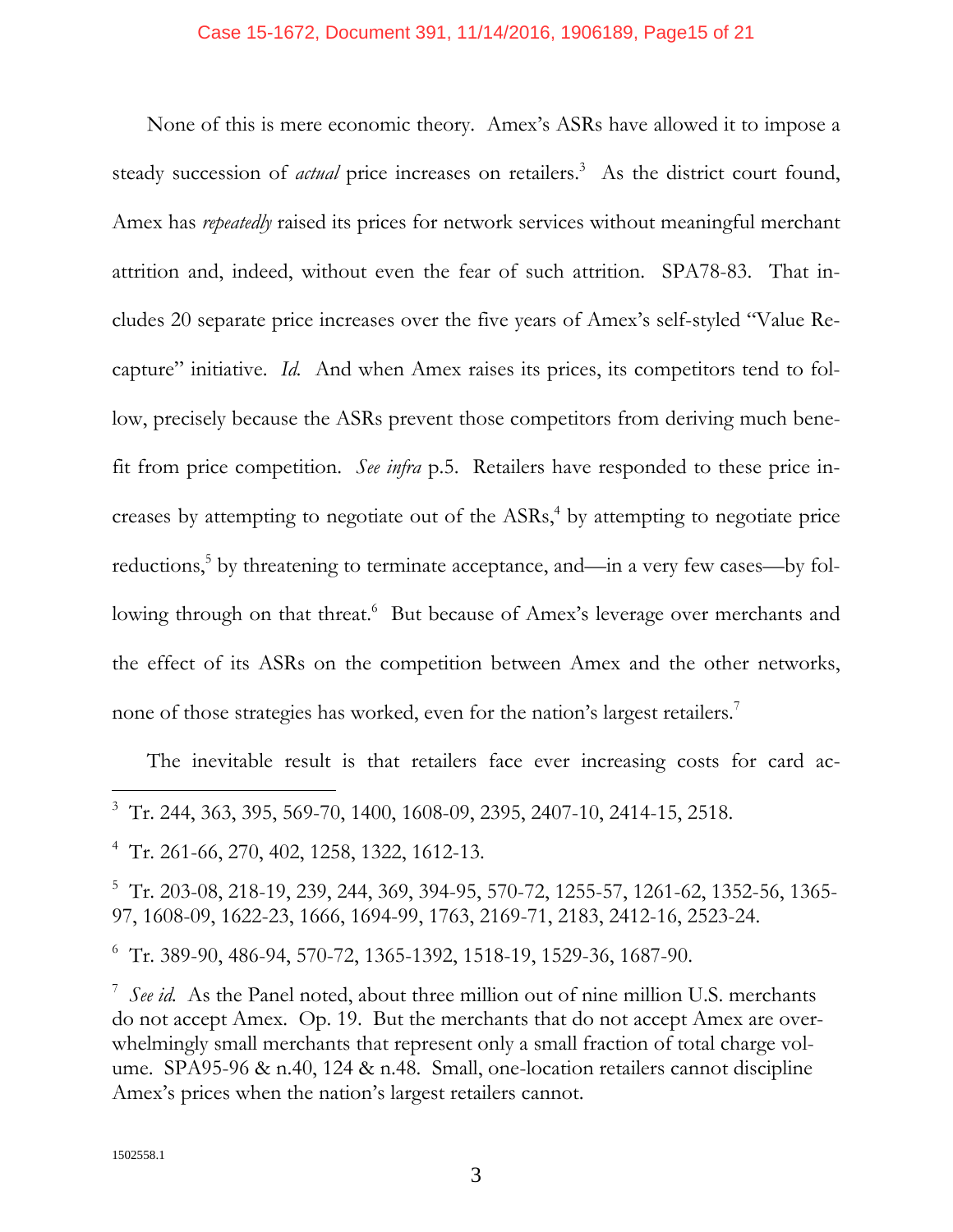None of this is mere economic theory. Amex's ASRs have allowed it to impose a steady succession of *actual* price increases on retailers.[3] As the district court found, Amex has *repeatedly* raised its prices for network services without meaningful merchant attrition and, indeed, without even the fear of such attrition. SPA78-83. That includes 20 separate price increases over the five years of Amex's self-styled "Value Recapture" initiative. *Id.* And when Amex raises its prices, its competitors tend to follow, precisely because the ASRs prevent those competitors from deriving much benefit from price competition. *See infra* p.5. Retailers have responded to these price increases by attempting to negotiate out of the ASRs,[4] by attempting to negotiate price reductions,[5] by threatening to terminate acceptance, and—in a very few cases—by following through on that threat.[6] But because of Amex's leverage over merchants and the effect of its ASRs on the competition between Amex and the other networks, none of those strategies has worked, even for the nation's largest retailers.[7]

The inevitable result is that retailers face ever increasing costs for card ac-

---

[3] Tr. 244, 363, 395, 569-70, 1400, 1608-09, 2395, 2407-10, 2414-15, 2518.

[4] Tr. 261-66, 270, 402, 1258, 1322, 1612-13.

[5] Tr. 203-08, 218-19, 239, 244, 369, 394-95, 570-72, 1255-57, 1261-62, 1352-56, 1365-97, 1608-09, 1622-23, 1666, 1694-99, 1763, 2169-71, 2183, 2412-16, 2523-24.

[6] Tr. 389-90, 486-94, 570-72, 1365-1392, 1518-19, 1529-36, 1687-90.

[7] *See id.* As the Panel noted, about three million out of nine million U.S. merchants do not accept Amex. Op. 19. But the merchants that do not accept Amex are overwhelmingly small merchants that represent only a small fraction of total charge volume. SPA95-96 & n.40, 124 & n.48. Small, one-location retailers cannot discipline Amex's prices when the nation's largest retailers cannot.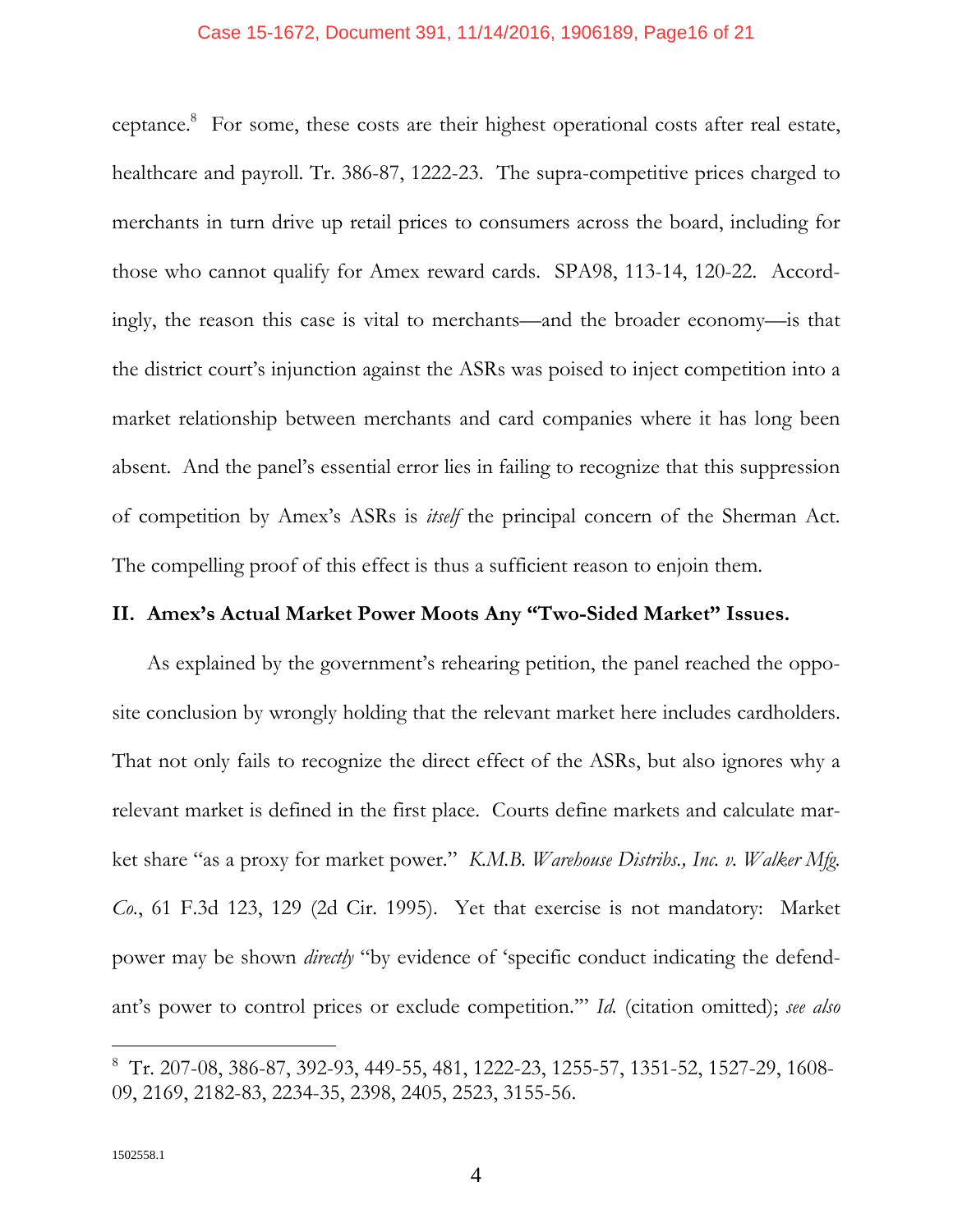ceptance.[8] For some, these costs are their highest operational costs after real estate, healthcare and payroll. Tr. 386-87, 1222-23. The supra-competitive prices charged to merchants in turn drive up retail prices to consumers across the board, including for those who cannot qualify for Amex reward cards. SPA98, 113-14, 120-22. Accordingly, the reason this case is vital to merchants—and the broader economy—is that the district court's injunction against the ASRs was poised to inject competition into a market relationship between merchants and card companies where it has long been absent. And the panel's essential error lies in failing to recognize that this suppression of competition by Amex's ASRs is *itself* the principal concern of the Sherman Act. The compelling proof of this effect is thus a sufficient reason to enjoin them.

## II. Amex's Actual Market Power Moots Any "Two-Sided Market" Issues.

As explained by the government's rehearing petition, the panel reached the opposite conclusion by wrongly holding that the relevant market here includes cardholders. That not only fails to recognize the direct effect of the ASRs, but also ignores why a relevant market is defined in the first place. Courts define markets and calculate market share "as a proxy for market power." *K.M.B. Warehouse Distribs., Inc. v. Walker Mfg. Co.*, 61 F.3d 123, 129 (2d Cir. 1995). Yet that exercise is not mandatory: Market power may be shown *directly* "by evidence of 'specific conduct indicating the defendant's power to control prices or exclude competition.'" *Id.* (citation omitted); *see also*

---

[8] Tr. 207-08, 386-87, 392-93, 449-55, 481, 1222-23, 1255-57, 1351-52, 1527-29, 1608-09, 2169, 2182-83, 2234-35, 2398, 2405, 2523, 3155-56.

1502558.1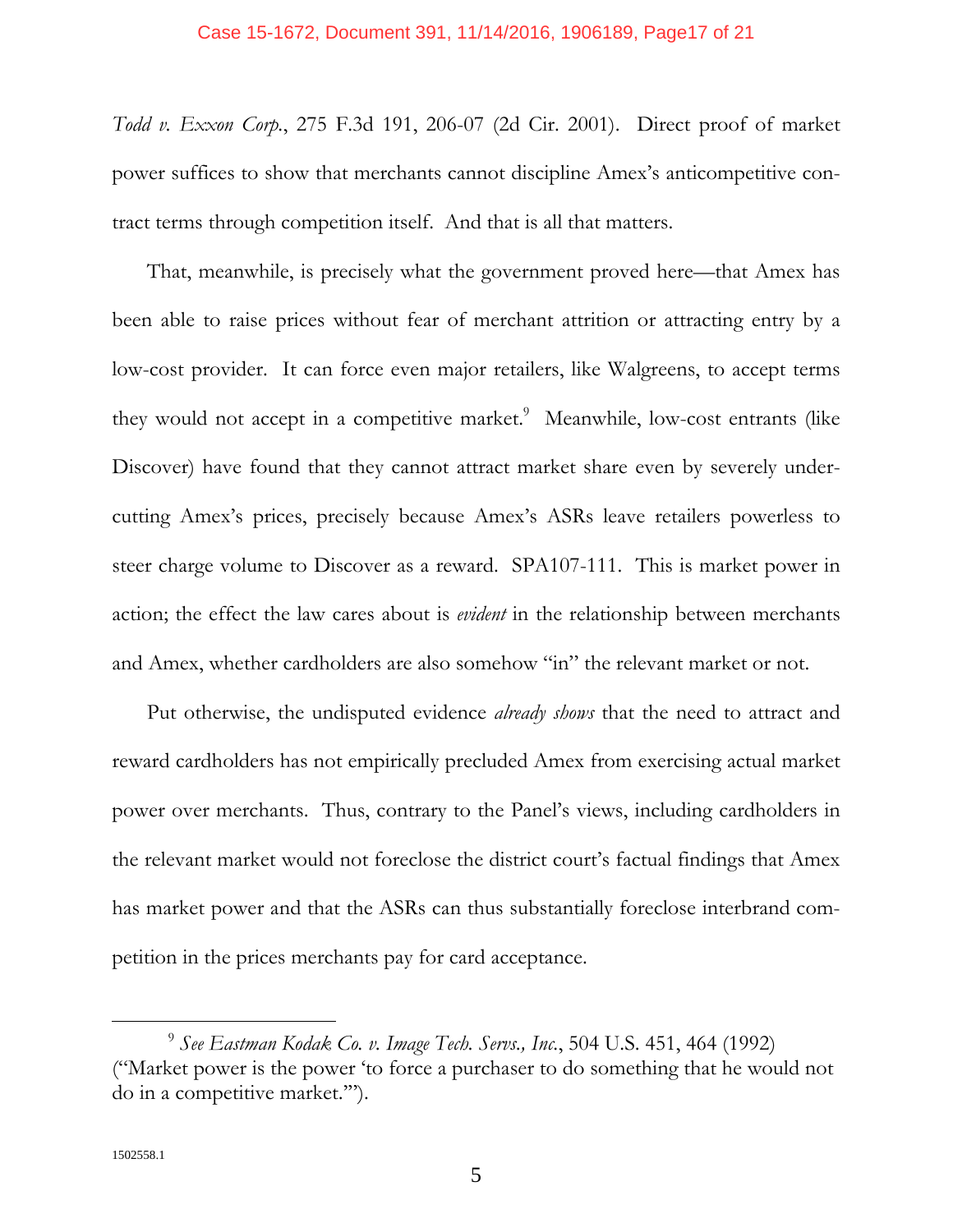*Todd v. Exxon Corp.*, 275 F.3d 191, 206-07 (2d Cir. 2001). Direct proof of market power suffices to show that merchants cannot discipline Amex's anticompetitive contract terms through competition itself. And that is all that matters.

That, meanwhile, is precisely what the government proved here—that Amex has been able to raise prices without fear of merchant attrition or attracting entry by a low-cost provider. It can force even major retailers, like Walgreens, to accept terms they would not accept in a competitive market.[9] Meanwhile, low-cost entrants (like Discover) have found that they cannot attract market share even by severely undercutting Amex's prices, precisely because Amex's ASRs leave retailers powerless to steer charge volume to Discover as a reward. SPA107-111. This is market power in action; the effect the law cares about is *evident* in the relationship between merchants and Amex, whether cardholders are also somehow "in" the relevant market or not.

Put otherwise, the undisputed evidence *already shows* that the need to attract and reward cardholders has not empirically precluded Amex from exercising actual market power over merchants. Thus, contrary to the Panel's views, including cardholders in the relevant market would not foreclose the district court's factual findings that Amex has market power and that the ASRs can thus substantially foreclose interbrand competition in the prices merchants pay for card acceptance.

---

[9] *See Eastman Kodak Co. v. Image Tech. Servs., Inc.*, 504 U.S. 451, 464 (1992) ("Market power is the power 'to force a purchaser to do something that he would not do in a competitive market.'").

1502558.1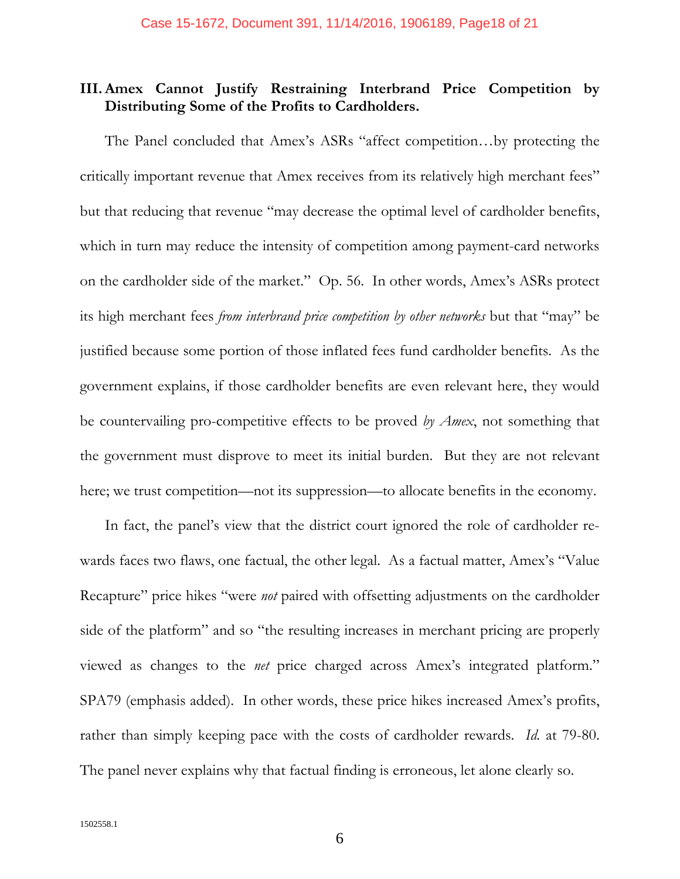### III. Amex Cannot Justify Restraining Interbrand Price Competition by Distributing Some of the Profits to Cardholders.

The Panel concluded that Amex's ASRs "affect competition…by protecting the critically important revenue that Amex receives from its relatively high merchant fees" but that reducing that revenue "may decrease the optimal level of cardholder benefits, which in turn may reduce the intensity of competition among payment-card networks on the cardholder side of the market." Op. 56. In other words, Amex's ASRs protect its high merchant fees *from interbrand price competition by other networks* but that "may" be justified because some portion of those inflated fees fund cardholder benefits. As the government explains, if those cardholder benefits are even relevant here, they would be countervailing pro-competitive effects to be proved *by Amex*, not something that the government must disprove to meet its initial burden. But they are not relevant here; we trust competition—not its suppression—to allocate benefits in the economy.

In fact, the panel's view that the district court ignored the role of cardholder rewards faces two flaws, one factual, the other legal. As a factual matter, Amex's "Value Recapture" price hikes "were *not* paired with offsetting adjustments on the cardholder side of the platform" and so "the resulting increases in merchant pricing are properly viewed as changes to the *net* price charged across Amex's integrated platform." SPA79 (emphasis added). In other words, these price hikes increased Amex's profits, rather than simply keeping pace with the costs of cardholder rewards. *Id.* at 79-80. The panel never explains why that factual finding is erroneous, let alone clearly so.

1502558.1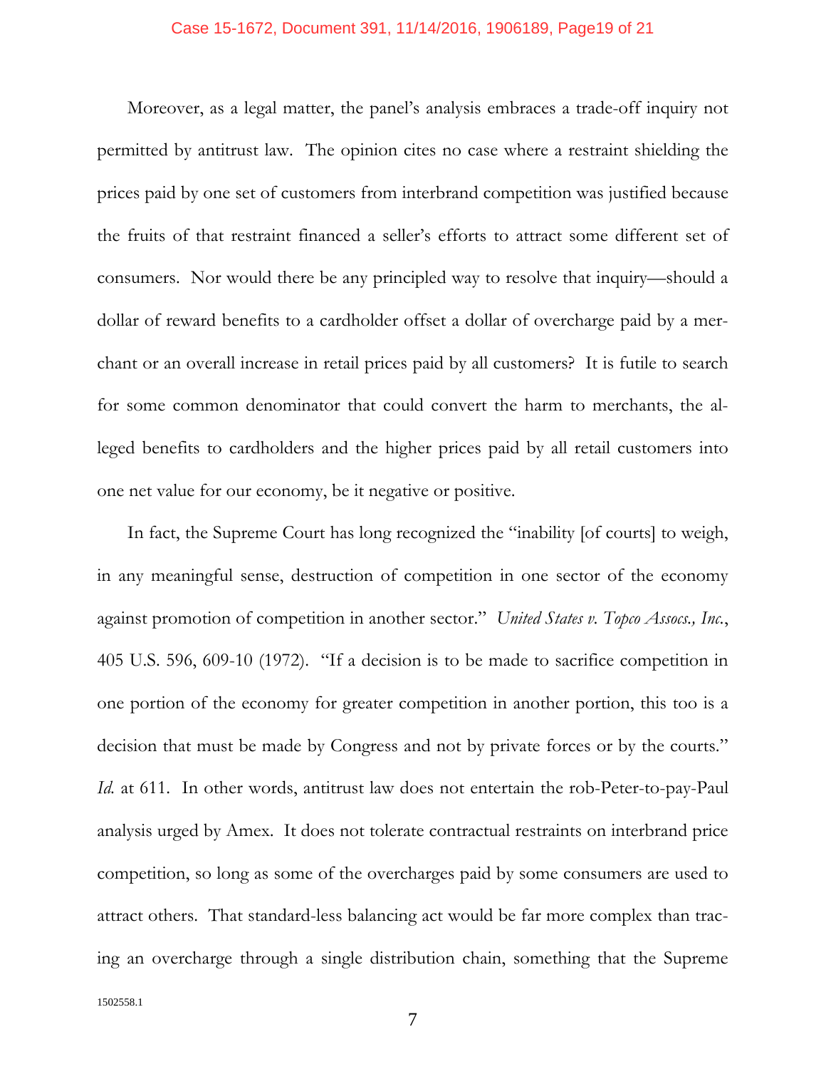Moreover, as a legal matter, the panel's analysis embraces a trade-off inquiry not permitted by antitrust law. The opinion cites no case where a restraint shielding the prices paid by one set of customers from interbrand competition was justified because the fruits of that restraint financed a seller's efforts to attract some different set of consumers. Nor would there be any principled way to resolve that inquiry—should a dollar of reward benefits to a cardholder offset a dollar of overcharge paid by a merchant or an overall increase in retail prices paid by all customers? It is futile to search for some common denominator that could convert the harm to merchants, the alleged benefits to cardholders and the higher prices paid by all retail customers into one net value for our economy, be it negative or positive.

In fact, the Supreme Court has long recognized the "inability [of courts] to weigh, in any meaningful sense, destruction of competition in one sector of the economy against promotion of competition in another sector." *United States v. Topco Assocs., Inc.*, 405 U.S. 596, 609-10 (1972). "If a decision is to be made to sacrifice competition in one portion of the economy for greater competition in another portion, this too is a decision that must be made by Congress and not by private forces or by the courts." *Id.* at 611. In other words, antitrust law does not entertain the rob-Peter-to-pay-Paul analysis urged by Amex. It does not tolerate contractual restraints on interbrand price competition, so long as some of the overcharges paid by some consumers are used to attract others. That standard-less balancing act would be far more complex than tracing an overcharge through a single distribution chain, something that the Supreme

1502558.1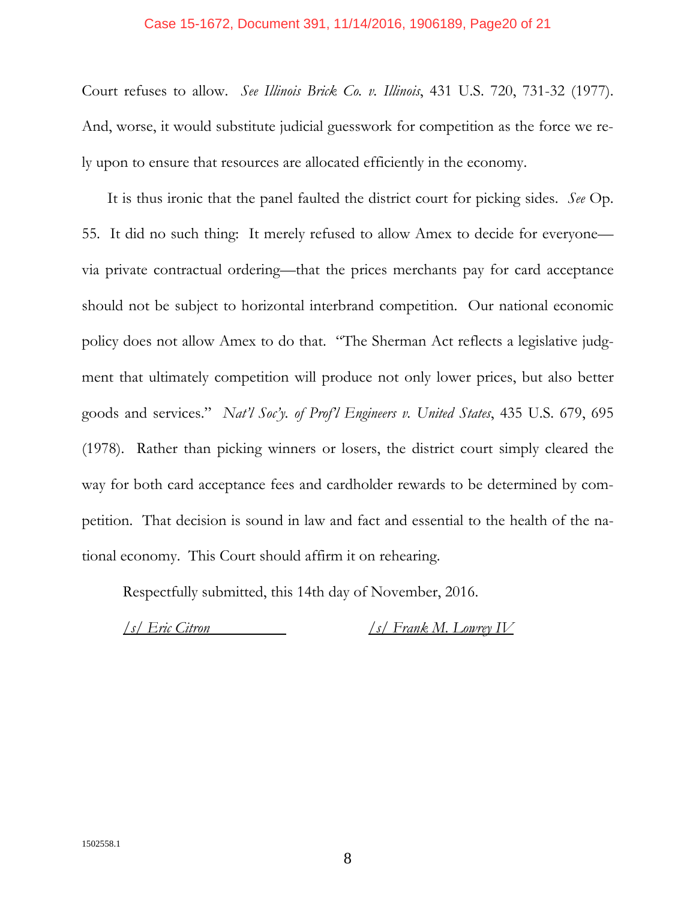Court refuses to allow. *See Illinois Brick Co. v. Illinois*, 431 U.S. 720, 731-32 (1977). And, worse, it would substitute judicial guesswork for competition as the force we rely upon to ensure that resources are allocated efficiently in the economy.

It is thus ironic that the panel faulted the district court for picking sides. *See* Op. 55. It did no such thing: It merely refused to allow Amex to decide for everyone—via private contractual ordering—that the prices merchants pay for card acceptance should not be subject to horizontal interbrand competition. Our national economic policy does not allow Amex to do that. "The Sherman Act reflects a legislative judgment that ultimately competition will produce not only lower prices, but also better goods and services." *Nat'l Soc'y. of Prof'l Engineers v. United States*, 435 U.S. 679, 695 (1978). Rather than picking winners or losers, the district court simply cleared the way for both card acceptance fees and cardholder rewards to be determined by competition. That decision is sound in law and fact and essential to the health of the national economy. This Court should affirm it on rehearing.

Respectfully submitted, this 14th day of November, 2016.

*/s/ Eric Citron* 　　　　　　　　*/s/ Frank M. Lowrey IV*

1502558.1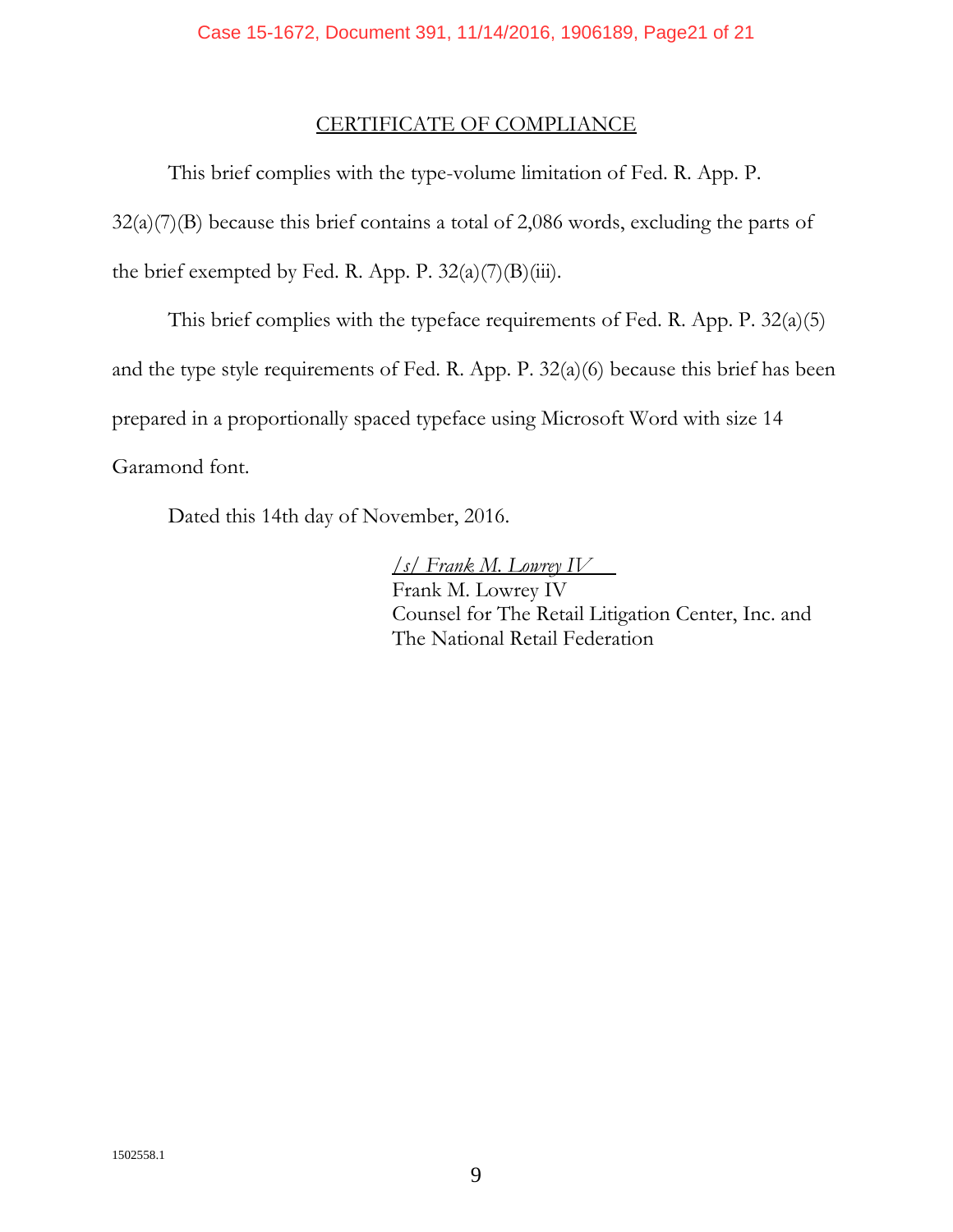## CERTIFICATE OF COMPLIANCE

This brief complies with the type-volume limitation of Fed. R. App. P. 32(a)(7)(B) because this brief contains a total of 2,086 words, excluding the parts of the brief exempted by Fed. R. App. P. 32(a)(7)(B)(iii).

This brief complies with the typeface requirements of Fed. R. App. P. 32(a)(5) and the type style requirements of Fed. R. App. P. 32(a)(6) because this brief has been prepared in a proportionally spaced typeface using Microsoft Word with size 14 Garamond font.

Dated this 14th day of November, 2016.

*/s/ Frank M. Lowrey IV*  
Frank M. Lowrey IV  
Counsel for The Retail Litigation Center, Inc. and The National Retail Federation

1502558.1